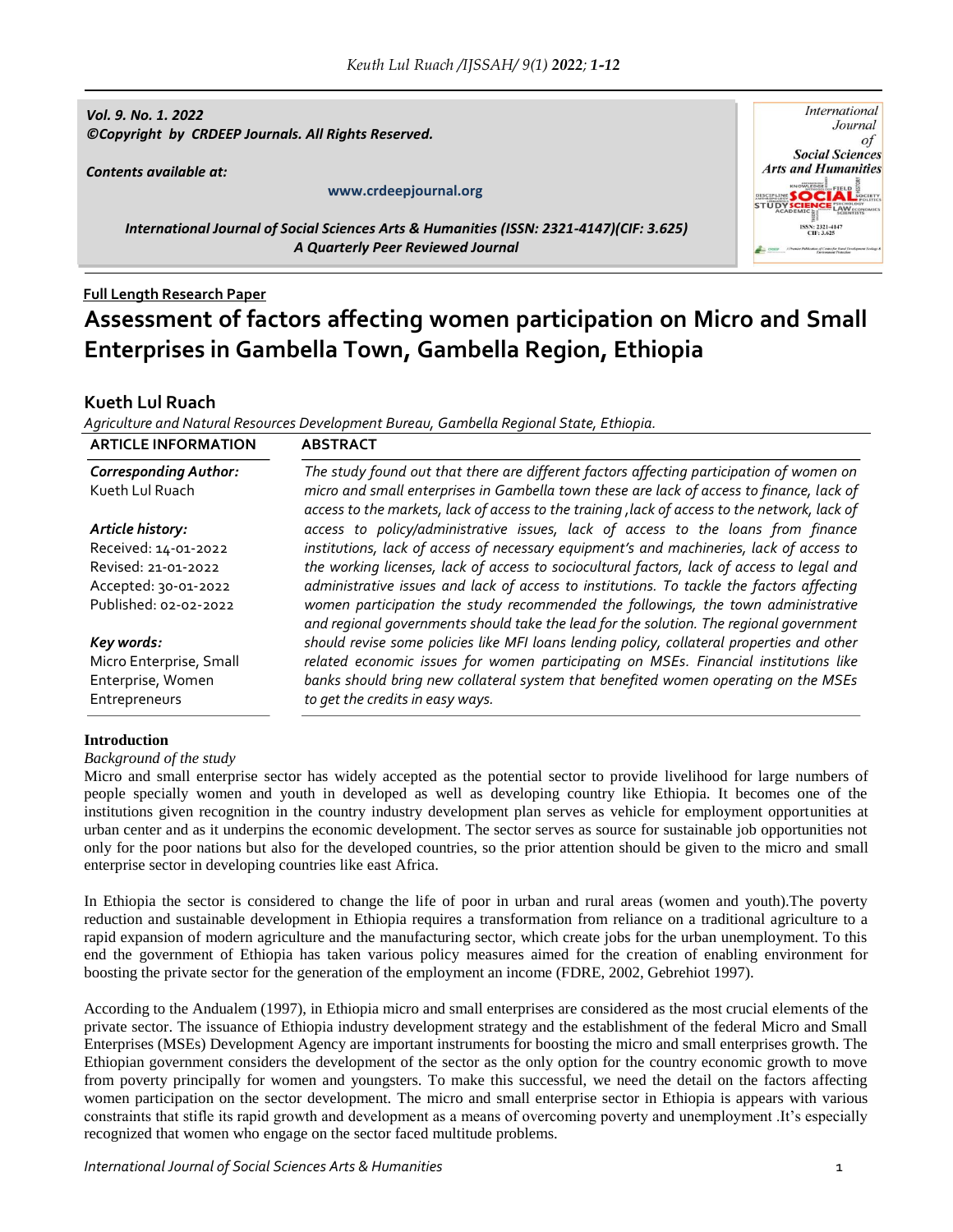Vol. 9. No. 1. 2022
©Copyright by CRDEEP Journals. All Rights Reserved.

Contents available at:

www.crdeepjournal.org

International Journal of Social Sciences Arts & Humanities (ISSN: 2321-4147)(CIF: 3.625)
A Quarterly Peer Reviewed Journal

**Full Length Research Paper**

# Assessment of factors affecting women participation on Micro and Small Enterprises in Gambella Town, Gambella Region, Ethiopia

## Kueth Lul Ruach

*Agriculture and Natural Resources Development Bureau, Gambella Regional State, Ethiopia.*

**ARTICLE INFORMATION**

***Corresponding Author:***
Kueth Lul Ruach

***Article history:***
Received: 14-01-2022
Revised: 21-01-2022
Accepted: 30-01-2022
Published: 02-02-2022

***Key words:***
Micro Enterprise, Small Enterprise, Women Entrepreneurs

**ABSTRACT**

*The study found out that there are different factors affecting participation of women on micro and small enterprises in Gambella town these are lack of access to finance, lack of access to the markets, lack of access to the training ,lack of access to the network, lack of access to policy/administrative issues, lack of access to the loans from finance institutions, lack of access of necessary equipment's and machineries, lack of access to the working licenses, lack of access to sociocultural factors, lack of access to legal and administrative issues and lack of access to institutions. To tackle the factors affecting women participation the study recommended the followings, the town administrative and regional governments should take the lead for the solution. The regional government should revise some policies like MFI loans lending policy, collateral properties and other related economic issues for women participating on MSEs. Financial institutions like banks should bring new collateral system that benefited women operating on the MSEs to get the credits in easy ways.*

## Introduction

*Background of the study*

Micro and small enterprise sector has widely accepted as the potential sector to provide livelihood for large numbers of people specially women and youth in developed as well as developing country like Ethiopia. It becomes one of the institutions given recognition in the country industry development plan serves as vehicle for employment opportunities at urban center and as it underpins the economic development. The sector serves as source for sustainable job opportunities not only for the poor nations but also for the developed countries, so the prior attention should be given to the micro and small enterprise sector in developing countries like east Africa.

In Ethiopia the sector is considered to change the life of poor in urban and rural areas (women and youth).The poverty reduction and sustainable development in Ethiopia requires a transformation from reliance on a traditional agriculture to a rapid expansion of modern agriculture and the manufacturing sector, which create jobs for the urban unemployment. To this end the government of Ethiopia has taken various policy measures aimed for the creation of enabling environment for boosting the private sector for the generation of the employment an income (FDRE, 2002, Gebrehiot 1997).

According to the Andualem (1997), in Ethiopia micro and small enterprises are considered as the most crucial elements of the private sector. The issuance of Ethiopia industry development strategy and the establishment of the federal Micro and Small Enterprises (MSEs) Development Agency are important instruments for boosting the micro and small enterprises growth. The Ethiopian government considers the development of the sector as the only option for the country economic growth to move from poverty principally for women and youngsters. To make this successful, we need the detail on the factors affecting women participation on the sector development. The micro and small enterprise sector in Ethiopia is appears with various constraints that stifle its rapid growth and development as a means of overcoming poverty and unemployment .It's especially recognized that women who engage on the sector faced multitude problems.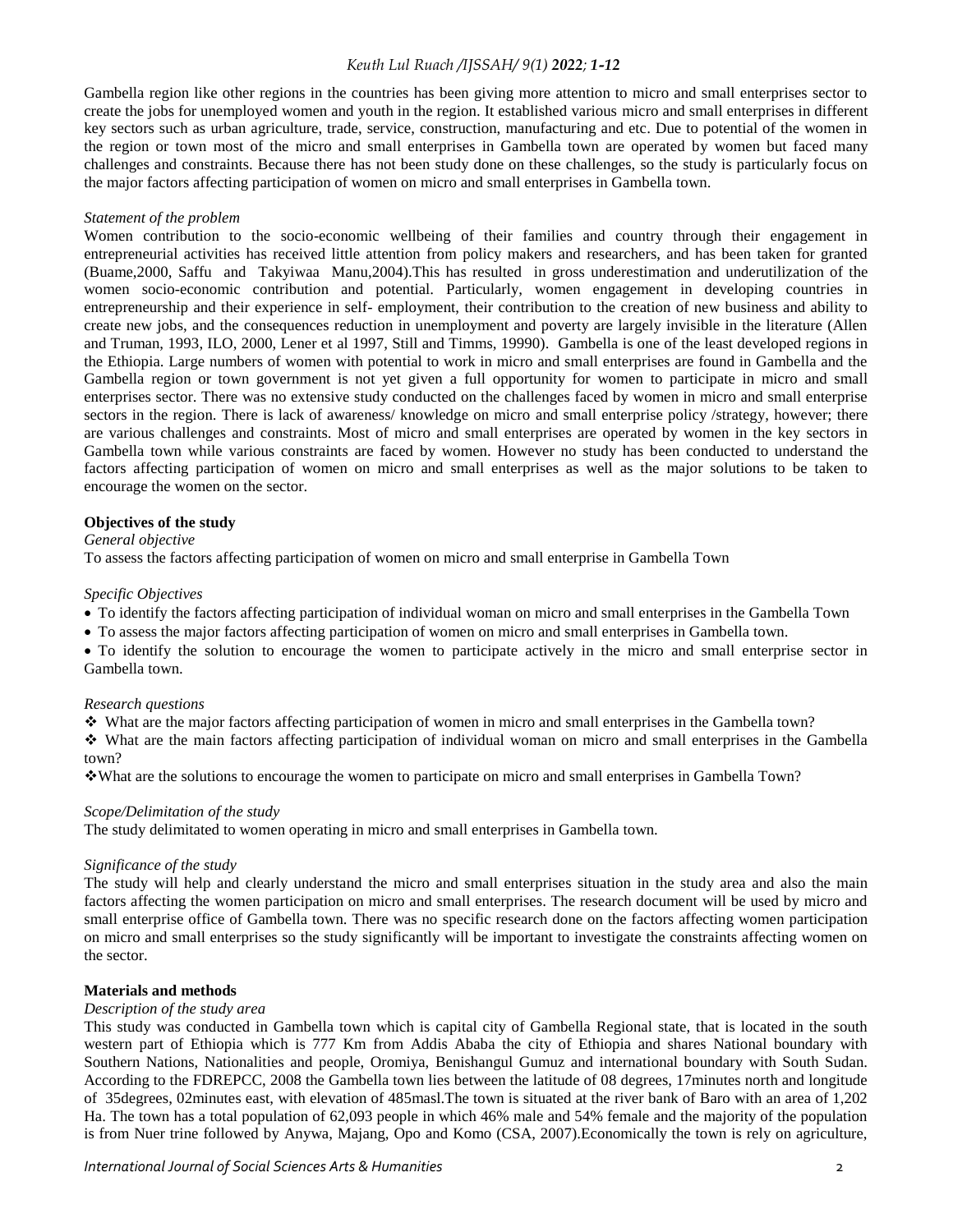Gambella region like other regions in the countries has been giving more attention to micro and small enterprises sector to create the jobs for unemployed women and youth in the region. It established various micro and small enterprises in different key sectors such as urban agriculture, trade, service, construction, manufacturing and etc. Due to potential of the women in the region or town most of the micro and small enterprises in Gambella town are operated by women but faced many challenges and constraints. Because there has not been study done on these challenges, so the study is particularly focus on the major factors affecting participation of women on micro and small enterprises in Gambella town.

*Statement of the problem*

Women contribution to the socio-economic wellbeing of their families and country through their engagement in entrepreneurial activities has received little attention from policy makers and researchers, and has been taken for granted (Buame,2000, Saffu and Takyiwaa Manu,2004).This has resulted in gross underestimation and underutilization of the women socio-economic contribution and potential. Particularly, women engagement in developing countries in entrepreneurship and their experience in self- employment, their contribution to the creation of new business and ability to create new jobs, and the consequences reduction in unemployment and poverty are largely invisible in the literature (Allen and Truman, 1993, ILO, 2000, Lener et al 1997, Still and Timms, 19990). Gambella is one of the least developed regions in the Ethiopia. Large numbers of women with potential to work in micro and small enterprises are found in Gambella and the Gambella region or town government is not yet given a full opportunity for women to participate in micro and small enterprises sector. There was no extensive study conducted on the challenges faced by women in micro and small enterprise sectors in the region. There is lack of awareness/ knowledge on micro and small enterprise policy /strategy, however; there are various challenges and constraints. Most of micro and small enterprises are operated by women in the key sectors in Gambella town while various constraints are faced by women. However no study has been conducted to understand the factors affecting participation of women on micro and small enterprises as well as the major solutions to be taken to encourage the women on the sector.

## Objectives of the study

*General objective*

To assess the factors affecting participation of women on micro and small enterprise in Gambella Town

*Specific Objectives*

- To identify the factors affecting participation of individual woman on micro and small enterprises in the Gambella Town
- To assess the major factors affecting participation of women on micro and small enterprises in Gambella town.
- To identify the solution to encourage the women to participate actively in the micro and small enterprise sector in Gambella town.

*Research questions*

- ❖ What are the major factors affecting participation of women in micro and small enterprises in the Gambella town?
- ❖ What are the main factors affecting participation of individual woman on micro and small enterprises in the Gambella town?
- ❖ What are the solutions to encourage the women to participate on micro and small enterprises in Gambella Town?

*Scope/Delimitation of the study*

The study delimitated to women operating in micro and small enterprises in Gambella town.

*Significance of the study*

The study will help and clearly understand the micro and small enterprises situation in the study area and also the main factors affecting the women participation on micro and small enterprises. The research document will be used by micro and small enterprise office of Gambella town. There was no specific research done on the factors affecting women participation on micro and small enterprises so the study significantly will be important to investigate the constraints affecting women on the sector.

## Materials and methods

*Description of the study area*

This study was conducted in Gambella town which is capital city of Gambella Regional state, that is located in the south western part of Ethiopia which is 777 Km from Addis Ababa the city of Ethiopia and shares National boundary with Southern Nations, Nationalities and people, Oromiya, Benishangul Gumuz and international boundary with South Sudan. According to the FDREPCC, 2008 the Gambella town lies between the latitude of 08 degrees, 17minutes north and longitude of 35degrees, 02minutes east, with elevation of 485masl.The town is situated at the river bank of Baro with an area of 1,202 Ha. The town has a total population of 62,093 people in which 46% male and 54% female and the majority of the population is from Nuer trine followed by Anywa, Majang, Opo and Komo (CSA, 2007).Economically the town is rely on agriculture,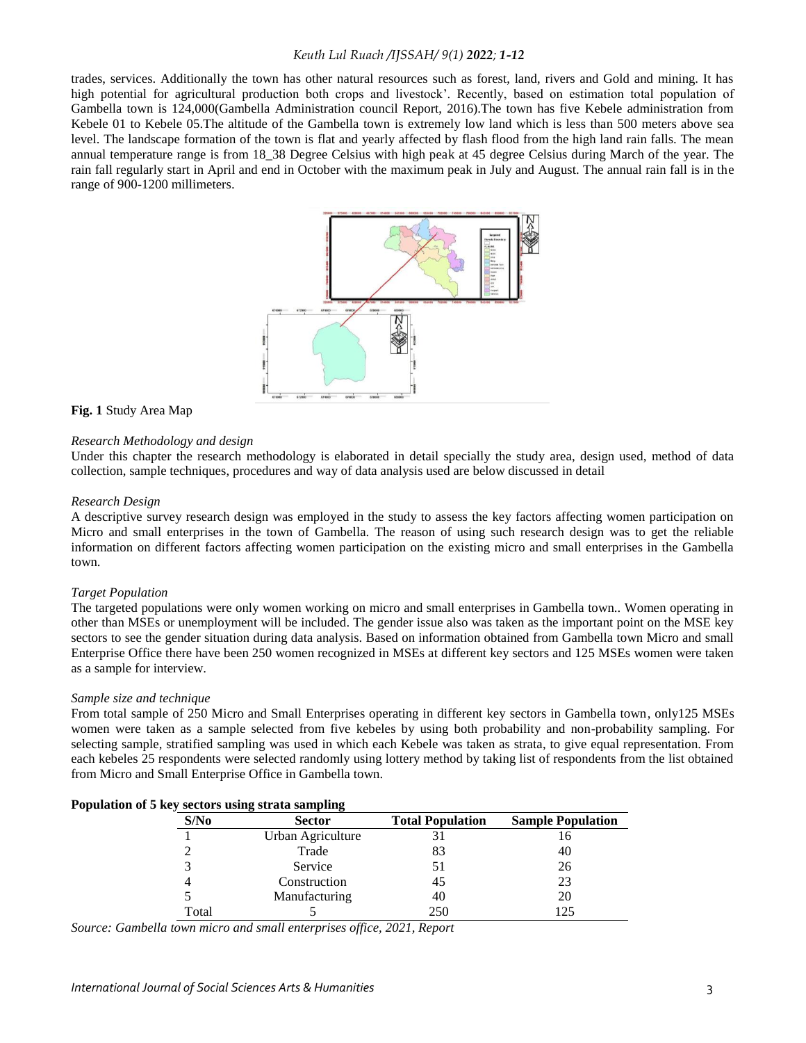trades, services. Additionally the town has other natural resources such as forest, land, rivers and Gold and mining. It has high potential for agricultural production both crops and livestock'. Recently, based on estimation total population of Gambella town is 124,000(Gambella Administration council Report, 2016).The town has five Kebele administration from Kebele 01 to Kebele 05.The altitude of the Gambella town is extremely low land which is less than 500 meters above sea level. The landscape formation of the town is flat and yearly affected by flash flood from the high land rain falls. The mean annual temperature range is from 18_38 Degree Celsius with high peak at 45 degree Celsius during March of the year. The rain fall regularly start in April and end in October with the maximum peak in July and August. The annual rain fall is in the range of 900-1200 millimeters.

**Fig. 1** Study Area Map

*Research Methodology and design*

Under this chapter the research methodology is elaborated in detail specially the study area, design used, method of data collection, sample techniques, procedures and way of data analysis used are below discussed in detail

*Research Design*

A descriptive survey research design was employed in the study to assess the key factors affecting women participation on Micro and small enterprises in the town of Gambella. The reason of using such research design was to get the reliable information on different factors affecting women participation on the existing micro and small enterprises in the Gambella town.

*Target Population*

The targeted populations were only women working on micro and small enterprises in Gambella town.. Women operating in other than MSEs or unemployment will be included. The gender issue also was taken as the important point on the MSE key sectors to see the gender situation during data analysis. Based on information obtained from Gambella town Micro and small Enterprise Office there have been 250 women recognized in MSEs at different key sectors and 125 MSEs women were taken as a sample for interview.

*Sample size and technique*

From total sample of 250 Micro and Small Enterprises operating in different key sectors in Gambella town, only125 MSEs women were taken as a sample selected from five kebeles by using both probability and non-probability sampling. For selecting sample, stratified sampling was used in which each Kebele was taken as strata, to give equal representation. From each kebeles 25 respondents were selected randomly using lottery method by taking list of respondents from the list obtained from Micro and Small Enterprise Office in Gambella town.

**Population of 5 key sectors using strata sampling**

| S/No | Sector | Total Population | Sample Population |
|---|---|---|---|
| 1 | Urban Agriculture | 31 | 16 |
| 2 | Trade | 83 | 40 |
| 3 | Service | 51 | 26 |
| 4 | Construction | 45 | 23 |
| 5 | Manufacturing | 40 | 20 |
| Total | 5 | 250 | 125 |

*Source: Gambella town micro and small enterprises office, 2021, Report*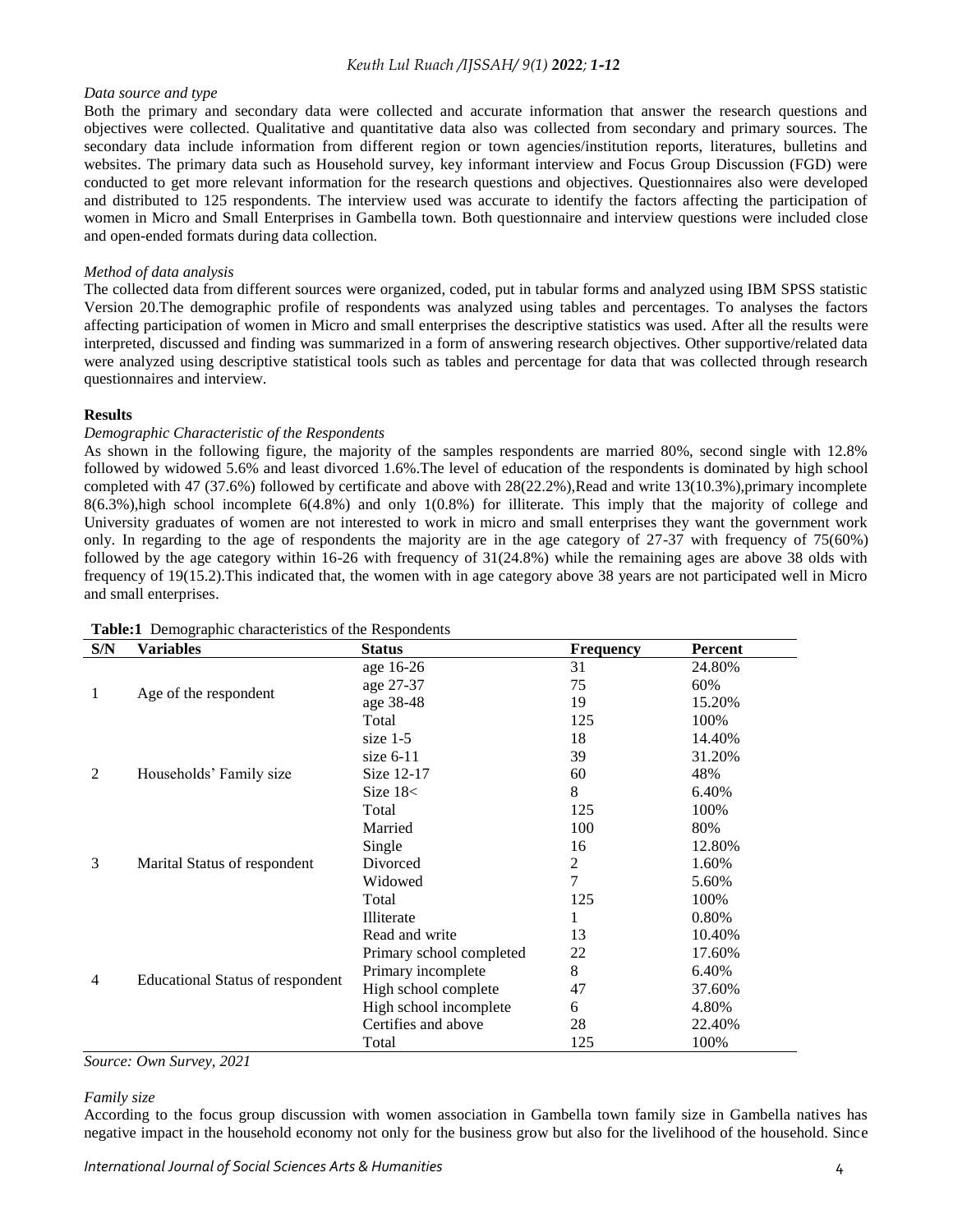*Data source and type*

Both the primary and secondary data were collected and accurate information that answer the research questions and objectives were collected. Qualitative and quantitative data also was collected from secondary and primary sources. The secondary data include information from different region or town agencies/institution reports, literatures, bulletins and websites. The primary data such as Household survey, key informant interview and Focus Group Discussion (FGD) were conducted to get more relevant information for the research questions and objectives. Questionnaires also were developed and distributed to 125 respondents. The interview used was accurate to identify the factors affecting the participation of women in Micro and Small Enterprises in Gambella town. Both questionnaire and interview questions were included close and open-ended formats during data collection.

*Method of data analysis*

The collected data from different sources were organized, coded, put in tabular forms and analyzed using IBM SPSS statistic Version 20.The demographic profile of respondents was analyzed using tables and percentages. To analyses the factors affecting participation of women in Micro and small enterprises the descriptive statistics was used. After all the results were interpreted, discussed and finding was summarized in a form of answering research objectives. Other supportive/related data were analyzed using descriptive statistical tools such as tables and percentage for data that was collected through research questionnaires and interview.

**Results**

*Demographic Characteristic of the Respondents*

As shown in the following figure, the majority of the samples respondents are married 80%, second single with 12.8% followed by widowed 5.6% and least divorced 1.6%.The level of education of the respondents is dominated by high school completed with 47 (37.6%) followed by certificate and above with 28(22.2%),Read and write 13(10.3%),primary incomplete 8(6.3%),high school incomplete 6(4.8%) and only 1(0.8%) for illiterate. This imply that the majority of college and University graduates of women are not interested to work in micro and small enterprises they want the government work only. In regarding to the age of respondents the majority are in the age category of 27-37 with frequency of 75(60%) followed by the age category within 16-26 with frequency of 31(24.8%) while the remaining ages are above 38 olds with frequency of 19(15.2).This indicated that, the women with in age category above 38 years are not participated well in Micro and small enterprises.

**Table:1** Demographic characteristics of the Respondents

| S/N | Variables | Status | Frequency | Percent |
|---|---|---|---|---|
| 1 | Age of the respondent | age 16-26 | 31 | 24.80% |
| | | age 27-37 | 75 | 60% |
| | | age 38-48 | 19 | 15.20% |
| | | Total | 125 | 100% |
| 2 | Households' Family size | size 1-5 | 18 | 14.40% |
| | | size 6-11 | 39 | 31.20% |
| | | Size 12-17 | 60 | 48% |
| | | Size 18< | 8 | 6.40% |
| | | Total | 125 | 100% |
| 3 | Marital Status of respondent | Married | 100 | 80% |
| | | Single | 16 | 12.80% |
| | | Divorced | 2 | 1.60% |
| | | Widowed | 7 | 5.60% |
| | | Total | 125 | 100% |
| 4 | Educational Status of respondent | Illiterate | 1 | 0.80% |
| | | Read and write | 13 | 10.40% |
| | | Primary school completed | 22 | 17.60% |
| | | Primary incomplete | 8 | 6.40% |
| | | High school complete | 47 | 37.60% |
| | | High school incomplete | 6 | 4.80% |
| | | Certifies and above | 28 | 22.40% |
| | | Total | 125 | 100% |

*Source: Own Survey, 2021*

*Family size*

According to the focus group discussion with women association in Gambella town family size in Gambella natives has negative impact in the household economy not only for the business grow but also for the livelihood of the household. Since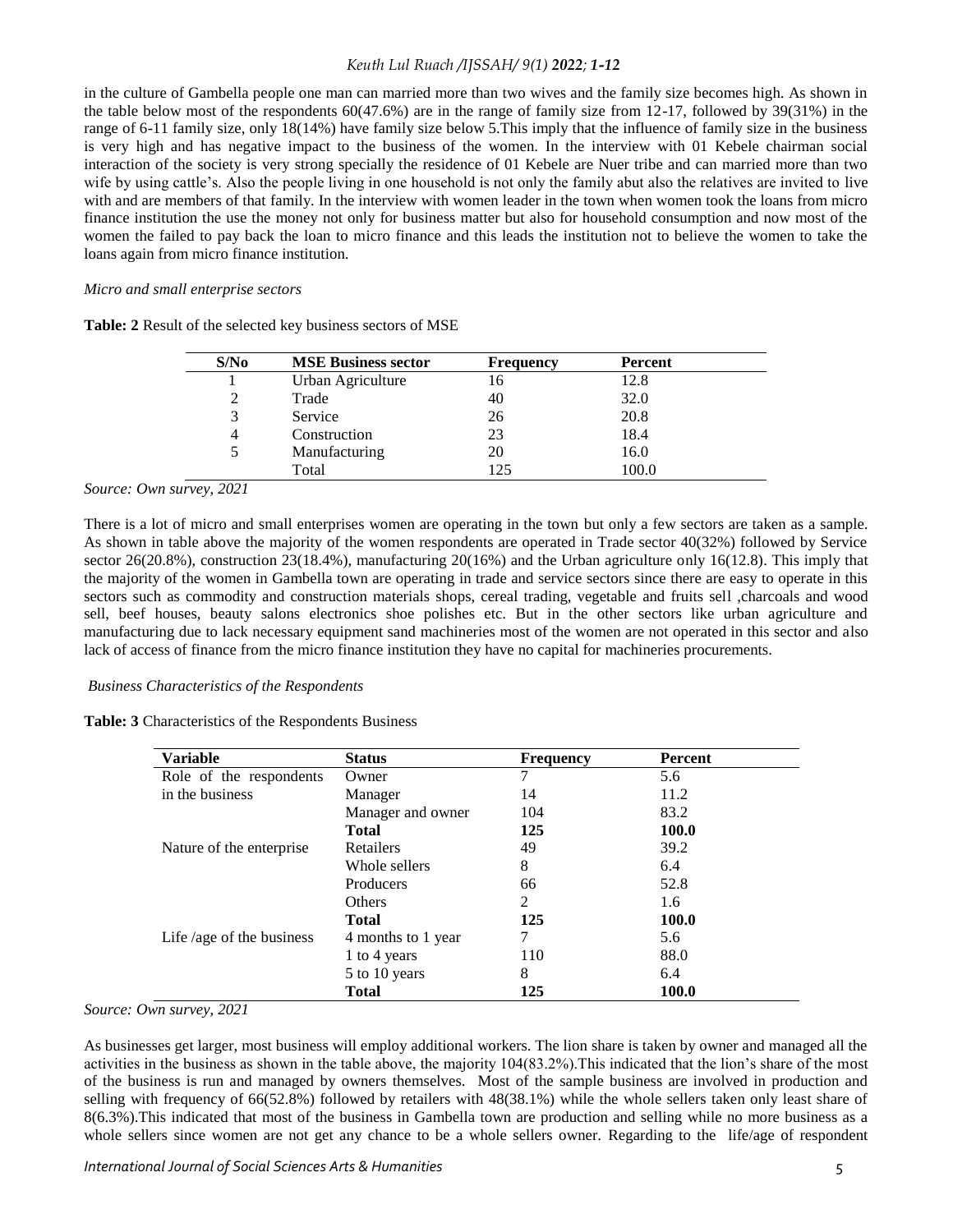in the culture of Gambella people one man can married more than two wives and the family size becomes high. As shown in the table below most of the respondents 60(47.6%) are in the range of family size from 12-17, followed by 39(31%) in the range of 6-11 family size, only 18(14%) have family size below 5.This imply that the influence of family size in the business is very high and has negative impact to the business of the women. In the interview with 01 Kebele chairman social interaction of the society is very strong specially the residence of 01 Kebele are Nuer tribe and can married more than two wife by using cattle's. Also the people living in one household is not only the family abut also the relatives are invited to live with and are members of that family. In the interview with women leader in the town when women took the loans from micro finance institution the use the money not only for business matter but also for household consumption and now most of the women the failed to pay back the loan to micro finance and this leads the institution not to believe the women to take the loans again from micro finance institution.

*Micro and small enterprise sectors*

**Table: 2** Result of the selected key business sectors of MSE

| S/No | MSE Business sector | Frequency | Percent |
|---|---|---|---|
| 1 | Urban Agriculture | 16 | 12.8 |
| 2 | Trade | 40 | 32.0 |
| 3 | Service | 26 | 20.8 |
| 4 | Construction | 23 | 18.4 |
| 5 | Manufacturing | 20 | 16.0 |
| | Total | 125 | 100.0 |

*Source: Own survey, 2021*

There is a lot of micro and small enterprises women are operating in the town but only a few sectors are taken as a sample. As shown in table above the majority of the women respondents are operated in Trade sector 40(32%) followed by Service sector 26(20.8%), construction 23(18.4%), manufacturing 20(16%) and the Urban agriculture only 16(12.8). This imply that the majority of the women in Gambella town are operating in trade and service sectors since there are easy to operate in this sectors such as commodity and construction materials shops, cereal trading, vegetable and fruits sell ,charcoals and wood sell, beef houses, beauty salons electronics shoe polishes etc. But in the other sectors like urban agriculture and manufacturing due to lack necessary equipment sand machineries most of the women are not operated in this sector and also lack of access of finance from the micro finance institution they have no capital for machineries procurements.

*Business Characteristics of the Respondents*

**Table: 3** Characteristics of the Respondents Business

| Variable | Status | Frequency | Percent |
|---|---|---|---|
| Role of the respondents in the business | Owner | 7 | 5.6 |
| | Manager | 14 | 11.2 |
| | Manager and owner | 104 | 83.2 |
| | **Total** | **125** | **100.0** |
| Nature of the enterprise | Retailers | 49 | 39.2 |
| | Whole sellers | 8 | 6.4 |
| | Producers | 66 | 52.8 |
| | Others | 2 | 1.6 |
| | **Total** | **125** | **100.0** |
| Life /age of the business | 4 months to 1 year | 7 | 5.6 |
| | 1 to 4 years | 110 | 88.0 |
| | 5 to 10 years | 8 | 6.4 |
| | **Total** | **125** | **100.0** |

*Source: Own survey, 2021*

As businesses get larger, most business will employ additional workers. The lion share is taken by owner and managed all the activities in the business as shown in the table above, the majority 104(83.2%).This indicated that the lion's share of the most of the business is run and managed by owners themselves. Most of the sample business are involved in production and selling with frequency of 66(52.8%) followed by retailers with 48(38.1%) while the whole sellers taken only least share of 8(6.3%).This indicated that most of the business in Gambella town are production and selling while no more business as a whole sellers since women are not get any chance to be a whole sellers owner. Regarding to the life/age of respondent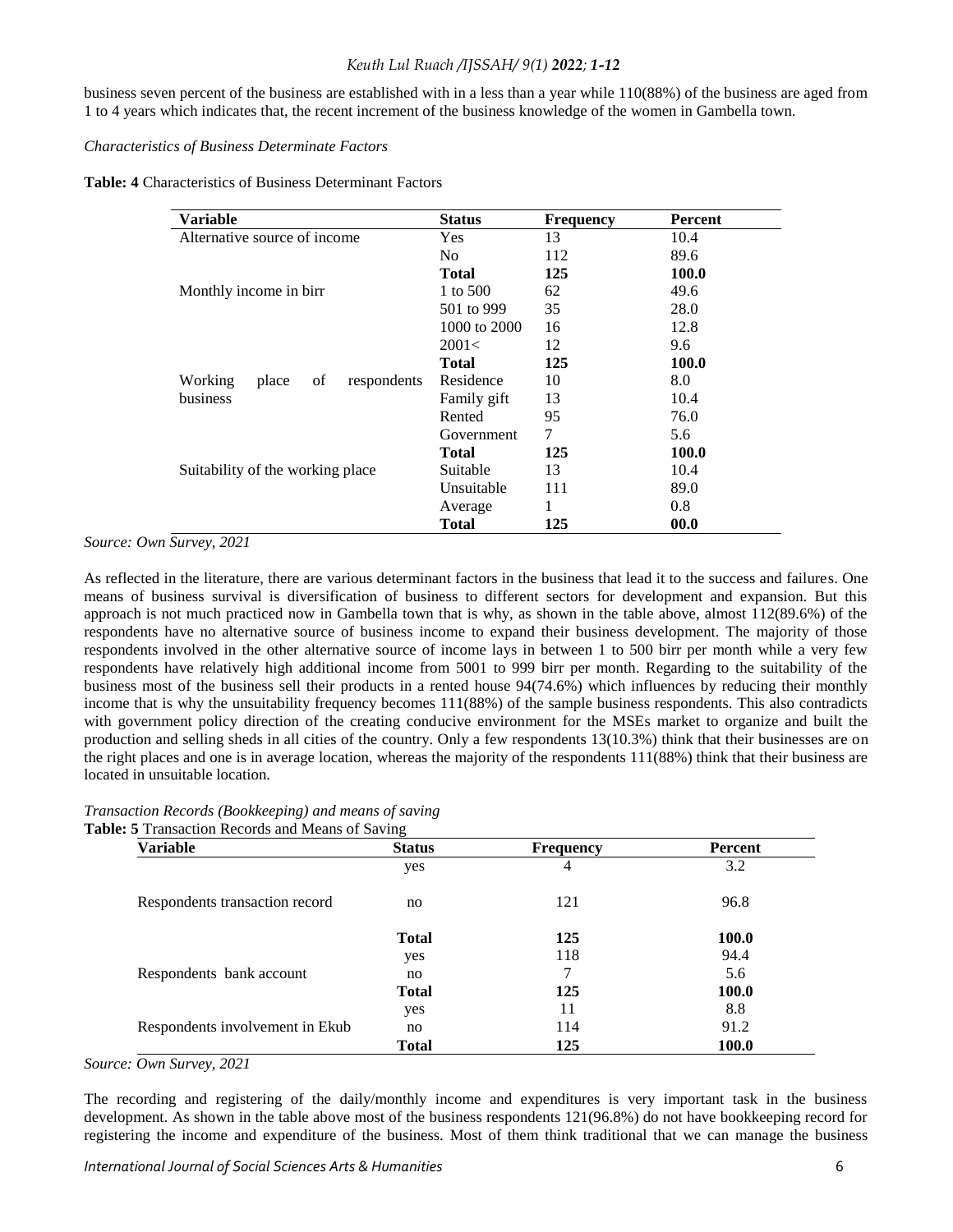business seven percent of the business are established with in a less than a year while 110(88%) of the business are aged from 1 to 4 years which indicates that, the recent increment of the business knowledge of the women in Gambella town.

*Characteristics of Business Determinate Factors*

**Table: 4** Characteristics of Business Determinant Factors

| Variable | Status | Frequency | Percent |
|---|---|---|---|
| Alternative source of income | Yes | 13 | 10.4 |
| | No | 112 | 89.6 |
| | **Total** | **125** | **100.0** |
| Monthly income in birr | 1 to 500 | 62 | 49.6 |
| | 501 to 999 | 35 | 28.0 |
| | 1000 to 2000 | 16 | 12.8 |
| | 2001< | 12 | 9.6 |
| | **Total** | **125** | **100.0** |
| Working place of respondents business | Residence | 10 | 8.0 |
| | Family gift | 13 | 10.4 |
| | Rented | 95 | 76.0 |
| | Government | 7 | 5.6 |
| | **Total** | **125** | **100.0** |
| Suitability of the working place | Suitable | 13 | 10.4 |
| | Unsuitable | 111 | 89.0 |
| | Average | 1 | 0.8 |
| | **Total** | **125** | **00.0** |

*Source: Own Survey, 2021*

As reflected in the literature, there are various determinant factors in the business that lead it to the success and failures. One means of business survival is diversification of business to different sectors for development and expansion. But this approach is not much practiced now in Gambella town that is why, as shown in the table above, almost 112(89.6%) of the respondents have no alternative source of business income to expand their business development. The majority of those respondents involved in the other alternative source of income lays in between 1 to 500 birr per month while a very few respondents have relatively high additional income from 5001 to 999 birr per month. Regarding to the suitability of the business most of the business sell their products in a rented house 94(74.6%) which influences by reducing their monthly income that is why the unsuitability frequency becomes 111(88%) of the sample business respondents. This also contradicts with government policy direction of the creating conducive environment for the MSEs market to organize and built the production and selling sheds in all cities of the country. Only a few respondents 13(10.3%) think that their businesses are on the right places and one is in average location, whereas the majority of the respondents 111(88%) think that their business are located in unsuitable location.

*Transaction Records (Bookkeeping) and means of saving*

**Table: 5** Transaction Records and Means of Saving

| Variable | Status | Frequency | Percent |
|---|---|---|---|
| Respondents transaction record | yes | 4 | 3.2 |
| | no | 121 | 96.8 |
| | **Total** | **125** | **100.0** |
| Respondents bank account | yes | 118 | 94.4 |
| | no | 7 | 5.6 |
| | **Total** | **125** | **100.0** |
| Respondents involvement in Ekub | yes | 11 | 8.8 |
| | no | 114 | 91.2 |
| | **Total** | **125** | **100.0** |

*Source: Own Survey, 2021*

The recording and registering of the daily/monthly income and expenditures is very important task in the business development. As shown in the table above most of the business respondents 121(96.8%) do not have bookkeeping record for registering the income and expenditure of the business. Most of them think traditional that we can manage the business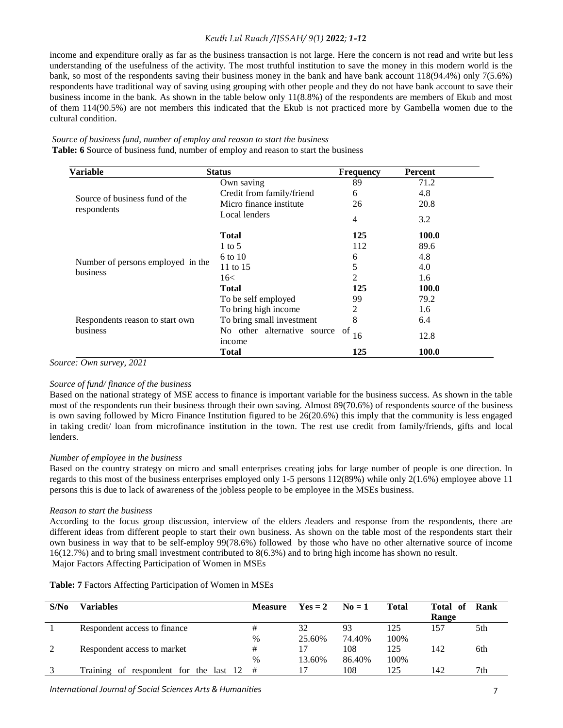income and expenditure orally as far as the business transaction is not large. Here the concern is not read and write but less understanding of the usefulness of the activity. The most truthful institution to save the money in this modern world is the bank, so most of the respondents saving their business money in the bank and have bank account 118(94.4%) only 7(5.6%) respondents have traditional way of saving using grouping with other people and they do not have bank account to save their business income in the bank. As shown in the table below only 11(8.8%) of the respondents are members of Ekub and most of them 114(90.5%) are not members this indicated that the Ekub is not practiced more by Gambella women due to the cultural condition.

*Source of business fund, number of employ and reason to start the business*

**Table: 6** Source of business fund, number of employ and reason to start the business

| Variable | Status | Frequency | Percent |
|---|---|---|---|
| Source of business fund of the respondents | Own saving | 89 | 71.2 |
| | Credit from family/friend | 6 | 4.8 |
| | Micro finance institute | 26 | 20.8 |
| | Local lenders | 4 | 3.2 |
| | **Total** | **125** | **100.0** |
| Number of persons employed in the business | 1 to 5 | 112 | 89.6 |
| | 6 to 10 | 6 | 4.8 |
| | 11 to 15 | 5 | 4.0 |
| | 16< | 2 | 1.6 |
| | **Total** | **125** | **100.0** |
| Respondents reason to start own business | To be self employed | 99 | 79.2 |
| | To bring high income | 2 | 1.6 |
| | To bring small investment | 8 | 6.4 |
| | No other alternative source of income | 16 | 12.8 |
| | **Total** | **125** | **100.0** |

*Source: Own survey, 2021*

*Source of fund/ finance of the business*

Based on the national strategy of MSE access to finance is important variable for the business success. As shown in the table most of the respondents run their business through their own saving. Almost 89(70.6%) of respondents source of the business is own saving followed by Micro Finance Institution figured to be 26(20.6%) this imply that the community is less engaged in taking credit/ loan from microfinance institution in the town. The rest use credit from family/friends, gifts and local lenders.

*Number of employee in the business*

Based on the country strategy on micro and small enterprises creating jobs for large number of people is one direction. In regards to this most of the business enterprises employed only 1-5 persons 112(89%) while only 2(1.6%) employee above 11 persons this is due to lack of awareness of the jobless people to be employee in the MSEs business.

*Reason to start the business*

According to the focus group discussion, interview of the elders /leaders and response from the respondents, there are different ideas from different people to start their own business. As shown on the table most of the respondents start their own business in way that to be self-employ 99(78.6%) followed by those who have no other alternative source of income 16(12.7%) and to bring small investment contributed to 8(6.3%) and to bring high income has shown no result.

Major Factors Affecting Participation of Women in MSEs

**Table: 7** Factors Affecting Participation of Women in MSEs

| S/No | Variables | Measure | Yes = 2 | No = 1 | Total | Total of Range | Rank |
|---|---|---|---|---|---|---|---|
| 1 | Respondent access to finance | # | 32 | 93 | 125 | 157 | 5th |
| | | % | 25.60% | 74.40% | 100% | | |
| 2 | Respondent access to market | # | 17 | 108 | 125 | 142 | 6th |
| | | % | 13.60% | 86.40% | 100% | | |
| 3 | Training of respondent for the last 12 | # | 17 | 108 | 125 | 142 | 7th |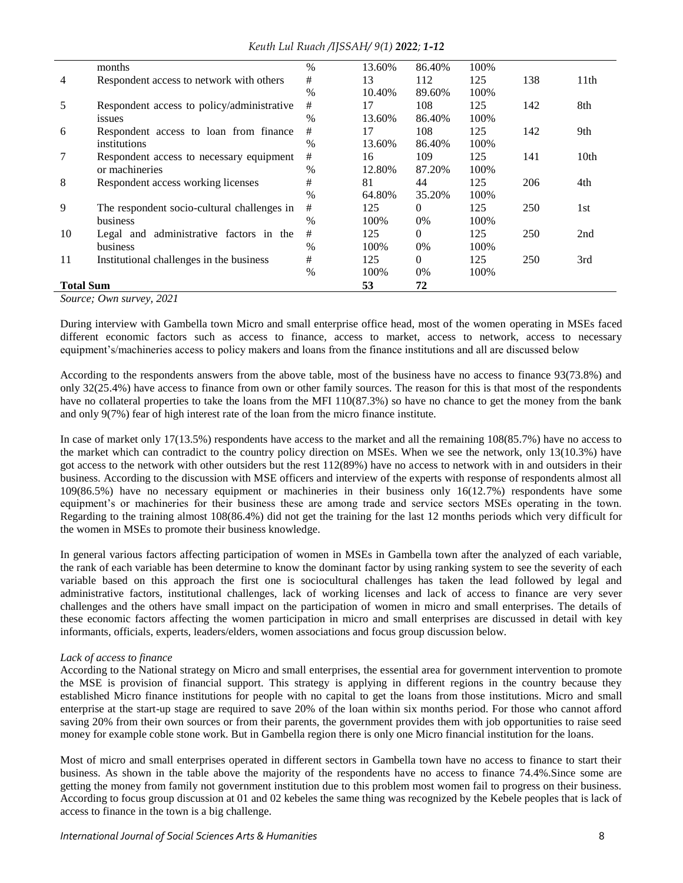|  | months | % | 13.60% | 86.40% | 100% |  |  |
|---|---|---|---|---|---|---|---|
| 4 | Respondent access to network with others | # | 13 | 112 | 125 | 138 | 11th |
|  |  | % | 10.40% | 89.60% | 100% |  |  |
| 5 | Respondent access to policy/administrative issues | # | 17 | 108 | 125 | 142 | 8th |
|  |  | % | 13.60% | 86.40% | 100% |  |  |
| 6 | Respondent access to loan from finance institutions | # | 17 | 108 | 125 | 142 | 9th |
|  |  | % | 13.60% | 86.40% | 100% |  |  |
| 7 | Respondent access to necessary equipment or machineries | # | 16 | 109 | 125 | 141 | 10th |
|  |  | % | 12.80% | 87.20% | 100% |  |  |
| 8 | Respondent access working licenses | # | 81 | 44 | 125 | 206 | 4th |
|  |  | % | 64.80% | 35.20% | 100% |  |  |
| 9 | The respondent socio-cultural challenges in business | # | 125 | 0 | 125 | 250 | 1st |
|  |  | % | 100% | 0% | 100% |  |  |
| 10 | Legal and administrative factors in the business | # | 125 | 0 | 125 | 250 | 2nd |
|  |  | % | 100% | 0% | 100% |  |  |
| 11 | Institutional challenges in the business | # | 125 | 0 | 125 | 250 | 3rd |
|  |  | % | 100% | 0% | 100% |  |  |
| **Total Sum** |  |  | **53** | **72** |  |  |  |

*Source; Own survey, 2021*

During interview with Gambella town Micro and small enterprise office head, most of the women operating in MSEs faced different economic factors such as access to finance, access to market, access to network, access to necessary equipment's/machineries access to policy makers and loans from the finance institutions and all are discussed below

According to the respondents answers from the above table, most of the business have no access to finance 93(73.8%) and only 32(25.4%) have access to finance from own or other family sources. The reason for this is that most of the respondents have no collateral properties to take the loans from the MFI 110(87.3%) so have no chance to get the money from the bank and only 9(7%) fear of high interest rate of the loan from the micro finance institute.

In case of market only 17(13.5%) respondents have access to the market and all the remaining 108(85.7%) have no access to the market which can contradict to the country policy direction on MSEs. When we see the network, only 13(10.3%) have got access to the network with other outsiders but the rest 112(89%) have no access to network with in and outsiders in their business. According to the discussion with MSE officers and interview of the experts with response of respondents almost all 109(86.5%) have no necessary equipment or machineries in their business only 16(12.7%) respondents have some equipment's or machineries for their business these are among trade and service sectors MSEs operating in the town. Regarding to the training almost 108(86.4%) did not get the training for the last 12 months periods which very difficult for the women in MSEs to promote their business knowledge.

In general various factors affecting participation of women in MSEs in Gambella town after the analyzed of each variable, the rank of each variable has been determine to know the dominant factor by using ranking system to see the severity of each variable based on this approach the first one is sociocultural challenges has taken the lead followed by legal and administrative factors, institutional challenges, lack of working licenses and lack of access to finance are very sever challenges and the others have small impact on the participation of women in micro and small enterprises. The details of these economic factors affecting the women participation in micro and small enterprises are discussed in detail with key informants, officials, experts, leaders/elders, women associations and focus group discussion below.

*Lack of access to finance*

According to the National strategy on Micro and small enterprises, the essential area for government intervention to promote the MSE is provision of financial support. This strategy is applying in different regions in the country because they established Micro finance institutions for people with no capital to get the loans from those institutions. Micro and small enterprise at the start-up stage are required to save 20% of the loan within six months period. For those who cannot afford saving 20% from their own sources or from their parents, the government provides them with job opportunities to raise seed money for example coble stone work. But in Gambella region there is only one Micro financial institution for the loans.

Most of micro and small enterprises operated in different sectors in Gambella town have no access to finance to start their business. As shown in the table above the majority of the respondents have no access to finance 74.4%.Since some are getting the money from family not government institution due to this problem most women fail to progress on their business. According to focus group discussion at 01 and 02 kebeles the same thing was recognized by the Kebele peoples that is lack of access to finance in the town is a big challenge.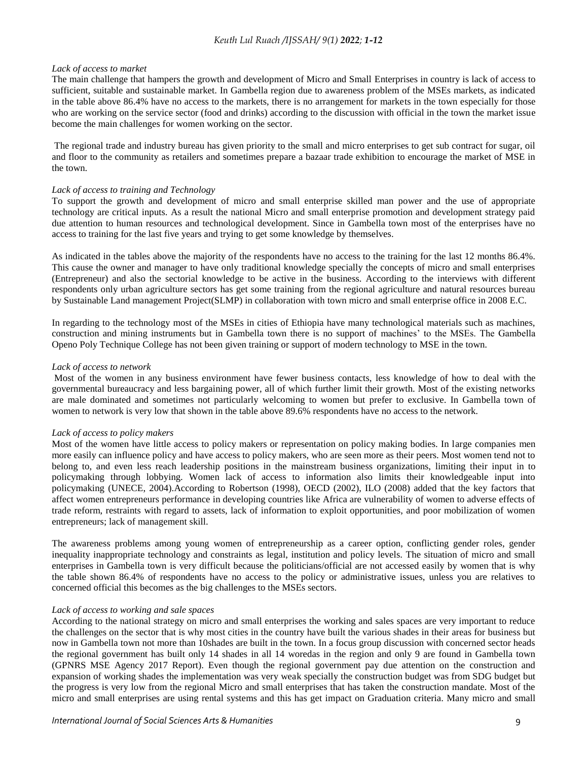*Lack of access to market*

The main challenge that hampers the growth and development of Micro and Small Enterprises in country is lack of access to sufficient, suitable and sustainable market. In Gambella region due to awareness problem of the MSEs markets, as indicated in the table above 86.4% have no access to the markets, there is no arrangement for markets in the town especially for those who are working on the service sector (food and drinks) according to the discussion with official in the town the market issue become the main challenges for women working on the sector.

The regional trade and industry bureau has given priority to the small and micro enterprises to get sub contract for sugar, oil and floor to the community as retailers and sometimes prepare a bazaar trade exhibition to encourage the market of MSE in the town.

*Lack of access to training and Technology*

To support the growth and development of micro and small enterprise skilled man power and the use of appropriate technology are critical inputs. As a result the national Micro and small enterprise promotion and development strategy paid due attention to human resources and technological development. Since in Gambella town most of the enterprises have no access to training for the last five years and trying to get some knowledge by themselves.

As indicated in the tables above the majority of the respondents have no access to the training for the last 12 months 86.4%. This cause the owner and manager to have only traditional knowledge specially the concepts of micro and small enterprises (Entrepreneur) and also the sectorial knowledge to be active in the business. According to the interviews with different respondents only urban agriculture sectors has get some training from the regional agriculture and natural resources bureau by Sustainable Land management Project(SLMP) in collaboration with town micro and small enterprise office in 2008 E.C.

In regarding to the technology most of the MSEs in cities of Ethiopia have many technological materials such as machines, construction and mining instruments but in Gambella town there is no support of machines' to the MSEs. The Gambella Openo Poly Technique College has not been given training or support of modern technology to MSE in the town.

*Lack of access to network*

Most of the women in any business environment have fewer business contacts, less knowledge of how to deal with the governmental bureaucracy and less bargaining power, all of which further limit their growth. Most of the existing networks are male dominated and sometimes not particularly welcoming to women but prefer to exclusive. In Gambella town of women to network is very low that shown in the table above 89.6% respondents have no access to the network.

*Lack of access to policy makers*

Most of the women have little access to policy makers or representation on policy making bodies. In large companies men more easily can influence policy and have access to policy makers, who are seen more as their peers. Most women tend not to belong to, and even less reach leadership positions in the mainstream business organizations, limiting their input in to policymaking through lobbying. Women lack of access to information also limits their knowledgeable input into policymaking (UNECE, 2004).According to Robertson (1998), OECD (2002), ILO (2008) added that the key factors that affect women entrepreneurs performance in developing countries like Africa are vulnerability of women to adverse effects of trade reform, restraints with regard to assets, lack of information to exploit opportunities, and poor mobilization of women entrepreneurs; lack of management skill.

The awareness problems among young women of entrepreneurship as a career option, conflicting gender roles, gender inequality inappropriate technology and constraints as legal, institution and policy levels. The situation of micro and small enterprises in Gambella town is very difficult because the politicians/official are not accessed easily by women that is why the table shown 86.4% of respondents have no access to the policy or administrative issues, unless you are relatives to concerned official this becomes as the big challenges to the MSEs sectors.

*Lack of access to working and sale spaces*

According to the national strategy on micro and small enterprises the working and sales spaces are very important to reduce the challenges on the sector that is why most cities in the country have built the various shades in their areas for business but now in Gambella town not more than 10shades are built in the town. In a focus group discussion with concerned sector heads the regional government has built only 14 shades in all 14 woredas in the region and only 9 are found in Gambella town (GPNRS MSE Agency 2017 Report). Even though the regional government pay due attention on the construction and expansion of working shades the implementation was very weak specially the construction budget was from SDG budget but the progress is very low from the regional Micro and small enterprises that has taken the construction mandate. Most of the micro and small enterprises are using rental systems and this has get impact on Graduation criteria. Many micro and small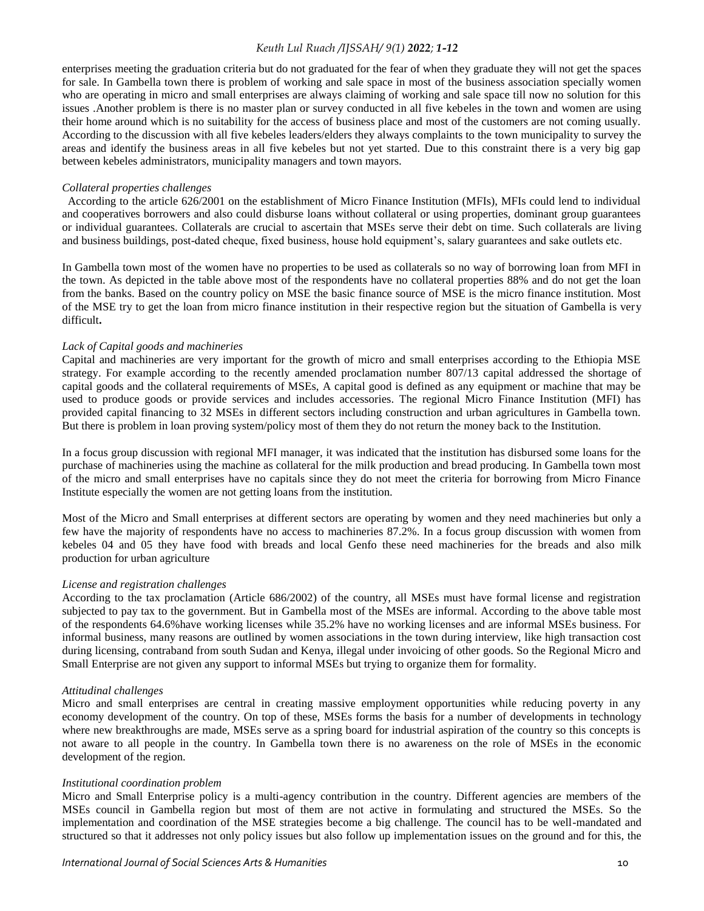enterprises meeting the graduation criteria but do not graduated for the fear of when they graduate they will not get the spaces for sale. In Gambella town there is problem of working and sale space in most of the business association specially women who are operating in micro and small enterprises are always claiming of working and sale space till now no solution for this issues .Another problem is there is no master plan or survey conducted in all five kebeles in the town and women are using their home around which is no suitability for the access of business place and most of the customers are not coming usually. According to the discussion with all five kebeles leaders/elders they always complaints to the town municipality to survey the areas and identify the business areas in all five kebeles but not yet started. Due to this constraint there is a very big gap between kebeles administrators, municipality managers and town mayors.

*Collateral properties challenges*

According to the article 626/2001 on the establishment of Micro Finance Institution (MFIs), MFIs could lend to individual and cooperatives borrowers and also could disburse loans without collateral or using properties, dominant group guarantees or individual guarantees. Collaterals are crucial to ascertain that MSEs serve their debt on time. Such collaterals are living and business buildings, post-dated cheque, fixed business, house hold equipment's, salary guarantees and sake outlets etc.

In Gambella town most of the women have no properties to be used as collaterals so no way of borrowing loan from MFI in the town. As depicted in the table above most of the respondents have no collateral properties 88% and do not get the loan from the banks. Based on the country policy on MSE the basic finance source of MSE is the micro finance institution. Most of the MSE try to get the loan from micro finance institution in their respective region but the situation of Gambella is very difficult**.**

*Lack of Capital goods and machineries*

Capital and machineries are very important for the growth of micro and small enterprises according to the Ethiopia MSE strategy. For example according to the recently amended proclamation number 807/13 capital addressed the shortage of capital goods and the collateral requirements of MSEs, A capital good is defined as any equipment or machine that may be used to produce goods or provide services and includes accessories. The regional Micro Finance Institution (MFI) has provided capital financing to 32 MSEs in different sectors including construction and urban agricultures in Gambella town. But there is problem in loan proving system/policy most of them they do not return the money back to the Institution.

In a focus group discussion with regional MFI manager, it was indicated that the institution has disbursed some loans for the purchase of machineries using the machine as collateral for the milk production and bread producing. In Gambella town most of the micro and small enterprises have no capitals since they do not meet the criteria for borrowing from Micro Finance Institute especially the women are not getting loans from the institution.

Most of the Micro and Small enterprises at different sectors are operating by women and they need machineries but only a few have the majority of respondents have no access to machineries 87.2%. In a focus group discussion with women from kebeles 04 and 05 they have food with breads and local Genfo these need machineries for the breads and also milk production for urban agriculture

*License and registration challenges*

According to the tax proclamation (Article 686/2002) of the country, all MSEs must have formal license and registration subjected to pay tax to the government. But in Gambella most of the MSEs are informal. According to the above table most of the respondents 64.6%have working licenses while 35.2% have no working licenses and are informal MSEs business. For informal business, many reasons are outlined by women associations in the town during interview, like high transaction cost during licensing, contraband from south Sudan and Kenya, illegal under invoicing of other goods. So the Regional Micro and Small Enterprise are not given any support to informal MSEs but trying to organize them for formality.

*Attitudinal challenges*

Micro and small enterprises are central in creating massive employment opportunities while reducing poverty in any economy development of the country. On top of these, MSEs forms the basis for a number of developments in technology where new breakthroughs are made, MSEs serve as a spring board for industrial aspiration of the country so this concepts is not aware to all people in the country. In Gambella town there is no awareness on the role of MSEs in the economic development of the region.

*Institutional coordination problem*

Micro and Small Enterprise policy is a multi-agency contribution in the country. Different agencies are members of the MSEs council in Gambella region but most of them are not active in formulating and structured the MSEs. So the implementation and coordination of the MSE strategies become a big challenge. The council has to be well-mandated and structured so that it addresses not only policy issues but also follow up implementation issues on the ground and for this, the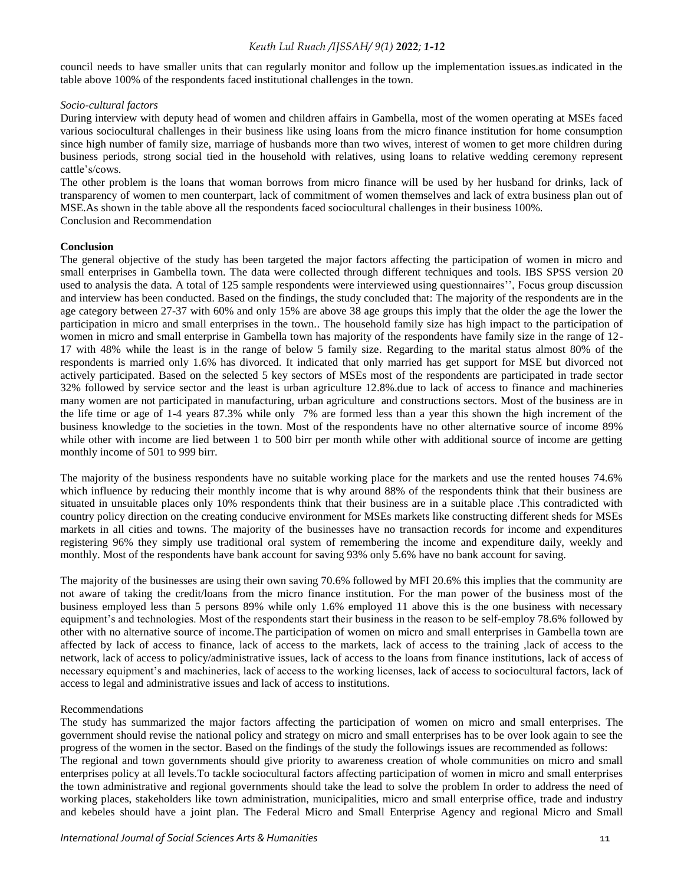council needs to have smaller units that can regularly monitor and follow up the implementation issues.as indicated in the table above 100% of the respondents faced institutional challenges in the town.

*Socio-cultural factors*

During interview with deputy head of women and children affairs in Gambella, most of the women operating at MSEs faced various sociocultural challenges in their business like using loans from the micro finance institution for home consumption since high number of family size, marriage of husbands more than two wives, interest of women to get more children during business periods, strong social tied in the household with relatives, using loans to relative wedding ceremony represent cattle's/cows.

The other problem is the loans that woman borrows from micro finance will be used by her husband for drinks, lack of transparency of women to men counterpart, lack of commitment of women themselves and lack of extra business plan out of MSE.As shown in the table above all the respondents faced sociocultural challenges in their business 100%.

Conclusion and Recommendation

**Conclusion**

The general objective of the study has been targeted the major factors affecting the participation of women in micro and small enterprises in Gambella town. The data were collected through different techniques and tools. IBS SPSS version 20 used to analysis the data. A total of 125 sample respondents were interviewed using questionnaires'', Focus group discussion and interview has been conducted. Based on the findings, the study concluded that: The majority of the respondents are in the age category between 27-37 with 60% and only 15% are above 38 age groups this imply that the older the age the lower the participation in micro and small enterprises in the town.. The household family size has high impact to the participation of women in micro and small enterprise in Gambella town has majority of the respondents have family size in the range of 12-17 with 48% while the least is in the range of below 5 family size. Regarding to the marital status almost 80% of the respondents is married only 1.6% has divorced. It indicated that only married has get support for MSE but divorced not actively participated. Based on the selected 5 key sectors of MSEs most of the respondents are participated in trade sector 32% followed by service sector and the least is urban agriculture 12.8%.due to lack of access to finance and machineries many women are not participated in manufacturing, urban agriculture and constructions sectors. Most of the business are in the life time or age of 1-4 years 87.3% while only 7% are formed less than a year this shown the high increment of the business knowledge to the societies in the town. Most of the respondents have no other alternative source of income 89% while other with income are lied between 1 to 500 birr per month while other with additional source of income are getting monthly income of 501 to 999 birr.

The majority of the business respondents have no suitable working place for the markets and use the rented houses 74.6% which influence by reducing their monthly income that is why around 88% of the respondents think that their business are situated in unsuitable places only 10% respondents think that their business are in a suitable place .This contradicted with country policy direction on the creating conducive environment for MSEs markets like constructing different sheds for MSEs markets in all cities and towns. The majority of the businesses have no transaction records for income and expenditures registering 96% they simply use traditional oral system of remembering the income and expenditure daily, weekly and monthly. Most of the respondents have bank account for saving 93% only 5.6% have no bank account for saving.

The majority of the businesses are using their own saving 70.6% followed by MFI 20.6% this implies that the community are not aware of taking the credit/loans from the micro finance institution. For the man power of the business most of the business employed less than 5 persons 89% while only 1.6% employed 11 above this is the one business with necessary equipment's and technologies. Most of the respondents start their business in the reason to be self-employ 78.6% followed by other with no alternative source of income.The participation of women on micro and small enterprises in Gambella town are affected by lack of access to finance, lack of access to the markets, lack of access to the training ,lack of access to the network, lack of access to policy/administrative issues, lack of access to the loans from finance institutions, lack of access of necessary equipment's and machineries, lack of access to the working licenses, lack of access to sociocultural factors, lack of access to legal and administrative issues and lack of access to institutions.

Recommendations

The study has summarized the major factors affecting the participation of women on micro and small enterprises. The government should revise the national policy and strategy on micro and small enterprises has to be over look again to see the progress of the women in the sector. Based on the findings of the study the followings issues are recommended as follows:

The regional and town governments should give priority to awareness creation of whole communities on micro and small enterprises policy at all levels.To tackle sociocultural factors affecting participation of women in micro and small enterprises the town administrative and regional governments should take the lead to solve the problem In order to address the need of working places, stakeholders like town administration, municipalities, micro and small enterprise office, trade and industry and kebeles should have a joint plan. The Federal Micro and Small Enterprise Agency and regional Micro and Small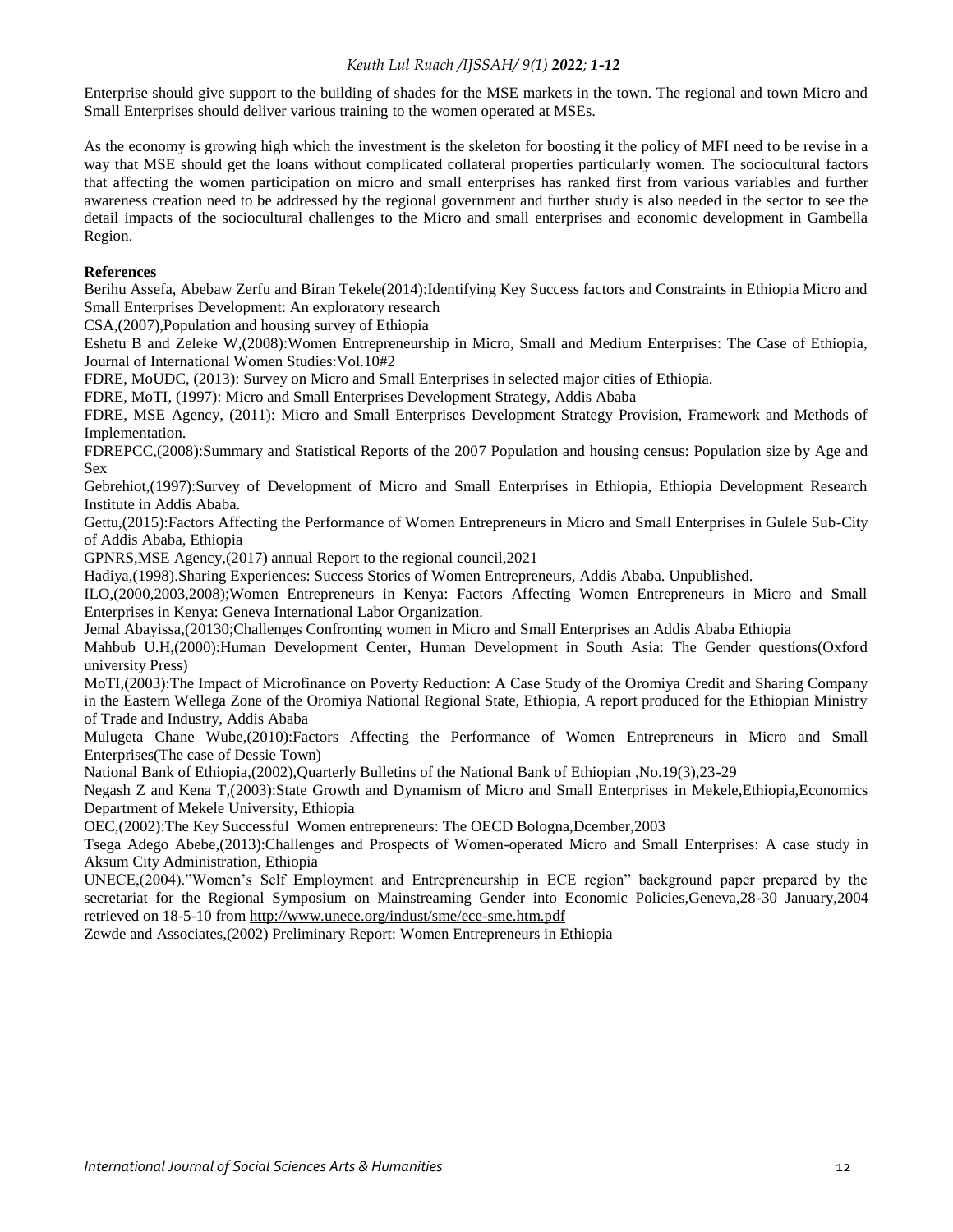Enterprise should give support to the building of shades for the MSE markets in the town. The regional and town Micro and Small Enterprises should deliver various training to the women operated at MSEs.

As the economy is growing high which the investment is the skeleton for boosting it the policy of MFI need to be revise in a way that MSE should get the loans without complicated collateral properties particularly women. The sociocultural factors that affecting the women participation on micro and small enterprises has ranked first from various variables and further awareness creation need to be addressed by the regional government and further study is also needed in the sector to see the detail impacts of the sociocultural challenges to the Micro and small enterprises and economic development in Gambella Region.

**References**

Berihu Assefa, Abebaw Zerfu and Biran Tekele(2014):Identifying Key Success factors and Constraints in Ethiopia Micro and Small Enterprises Development: An exploratory research

CSA,(2007),Population and housing survey of Ethiopia

Eshetu B and Zeleke W,(2008):Women Entrepreneurship in Micro, Small and Medium Enterprises: The Case of Ethiopia, Journal of International Women Studies:Vol.10#2

FDRE, MoUDC, (2013): Survey on Micro and Small Enterprises in selected major cities of Ethiopia.

FDRE, MoTI, (1997): Micro and Small Enterprises Development Strategy, Addis Ababa

FDRE, MSE Agency, (2011): Micro and Small Enterprises Development Strategy Provision, Framework and Methods of Implementation.

FDREPCC,(2008):Summary and Statistical Reports of the 2007 Population and housing census: Population size by Age and Sex

Gebrehiot,(1997):Survey of Development of Micro and Small Enterprises in Ethiopia, Ethiopia Development Research Institute in Addis Ababa.

Gettu,(2015):Factors Affecting the Performance of Women Entrepreneurs in Micro and Small Enterprises in Gulele Sub-City of Addis Ababa, Ethiopia

GPNRS,MSE Agency,(2017) annual Report to the regional council,2021

Hadiya,(1998).Sharing Experiences: Success Stories of Women Entrepreneurs, Addis Ababa. Unpublished.

ILO,(2000,2003,2008);Women Entrepreneurs in Kenya: Factors Affecting Women Entrepreneurs in Micro and Small Enterprises in Kenya: Geneva International Labor Organization.

Jemal Abayissa,(20130;Challenges Confronting women in Micro and Small Enterprises an Addis Ababa Ethiopia

Mahbub U.H,(2000):Human Development Center, Human Development in South Asia: The Gender questions(Oxford university Press)

MoTI,(2003):The Impact of Microfinance on Poverty Reduction: A Case Study of the Oromiya Credit and Sharing Company in the Eastern Wellega Zone of the Oromiya National Regional State, Ethiopia, A report produced for the Ethiopian Ministry of Trade and Industry, Addis Ababa

Mulugeta Chane Wube,(2010):Factors Affecting the Performance of Women Entrepreneurs in Micro and Small Enterprises(The case of Dessie Town)

National Bank of Ethiopia,(2002),Quarterly Bulletins of the National Bank of Ethiopian ,No.19(3),23-29

Negash Z and Kena T,(2003):State Growth and Dynamism of Micro and Small Enterprises in Mekele,Ethiopia,Economics Department of Mekele University, Ethiopia

OEC,(2002):The Key Successful Women entrepreneurs: The OECD Bologna,Dcember,2003

Tsega Adego Abebe,(2013):Challenges and Prospects of Women-operated Micro and Small Enterprises: A case study in Aksum City Administration, Ethiopia

UNECE,(2004)."Women's Self Employment and Entrepreneurship in ECE region" background paper prepared by the secretariat for the Regional Symposium on Mainstreaming Gender into Economic Policies,Geneva,28-30 January,2004 retrieved on 18-5-10 from http://www.unece.org/indust/sme/ece-sme.htm.pdf

Zewde and Associates,(2002) Preliminary Report: Women Entrepreneurs in Ethiopia